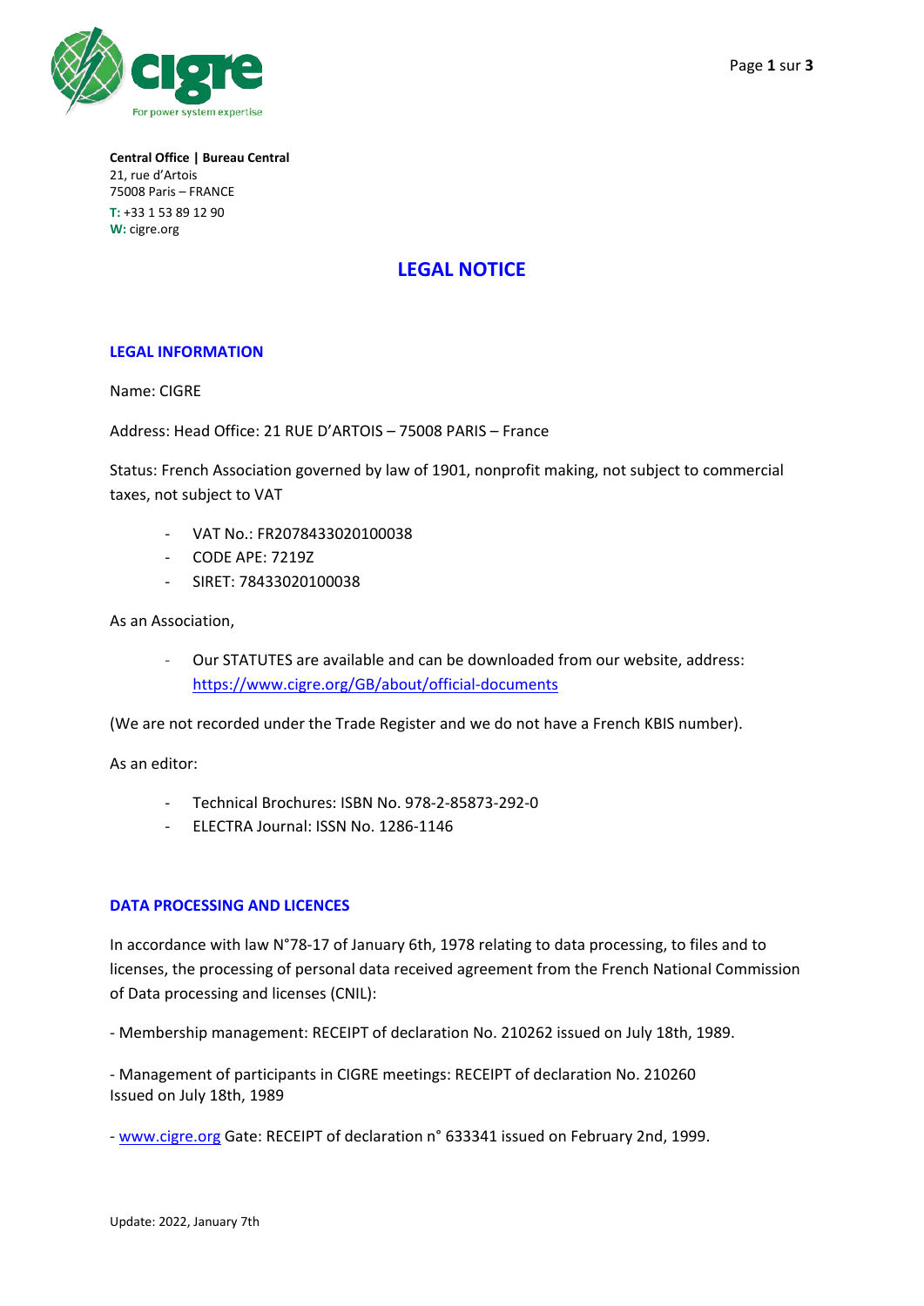**Central Office | Bureau Central**
21, rue d'Artois
75008 Paris – FRANCE
**T:** +33 1 53 89 12 90
**W:** cigre.org

# LEGAL NOTICE

## LEGAL INFORMATION

Name: CIGRE

Address: Head Office: 21 RUE D'ARTOIS – 75008 PARIS – France

Status: French Association governed by law of 1901, nonprofit making, not subject to commercial taxes, not subject to VAT

- VAT No.: FR2078433020100038
- CODE APE: 7219Z
- SIRET: 78433020100038

As an Association,

- Our STATUTES are available and can be downloaded from our website, address: https://www.cigre.org/GB/about/official-documents

(We are not recorded under the Trade Register and we do not have a French KBIS number).

As an editor:

- Technical Brochures: ISBN No. 978-2-85873-292-0
- ELECTRA Journal: ISSN No. 1286-1146

## DATA PROCESSING AND LICENCES

In accordance with law N°78-17 of January 6th, 1978 relating to data processing, to files and to licenses, the processing of personal data received agreement from the French National Commission of Data processing and licenses (CNIL):

- Membership management: RECEIPT of declaration No. 210262 issued on July 18th, 1989.

- Management of participants in CIGRE meetings: RECEIPT of declaration No. 210260 Issued on July 18th, 1989

- www.cigre.org Gate: RECEIPT of declaration n° 633341 issued on February 2nd, 1999.

Update: 2022, January 7th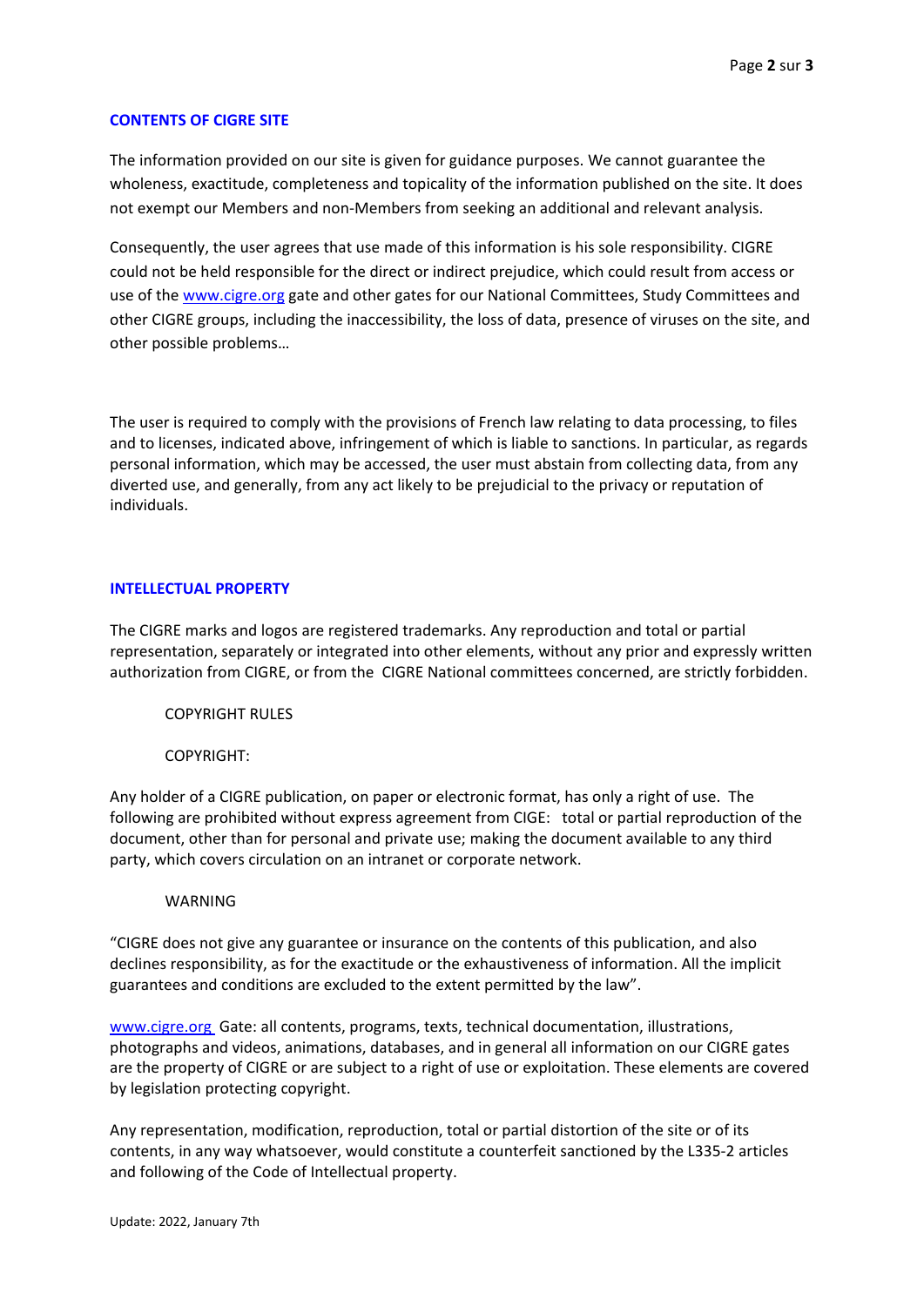## CONTENTS OF CIGRE SITE

The information provided on our site is given for guidance purposes. We cannot guarantee the wholeness, exactitude, completeness and topicality of the information published on the site. It does not exempt our Members and non-Members from seeking an additional and relevant analysis.

Consequently, the user agrees that use made of this information is his sole responsibility. CIGRE could not be held responsible for the direct or indirect prejudice, which could result from access or use of the www.cigre.org gate and other gates for our National Committees, Study Committees and other CIGRE groups, including the inaccessibility, the loss of data, presence of viruses on the site, and other possible problems…

The user is required to comply with the provisions of French law relating to data processing, to files and to licenses, indicated above, infringement of which is liable to sanctions. In particular, as regards personal information, which may be accessed, the user must abstain from collecting data, from any diverted use, and generally, from any act likely to be prejudicial to the privacy or reputation of individuals.

## INTELLECTUAL PROPERTY

The CIGRE marks and logos are registered trademarks. Any reproduction and total or partial representation, separately or integrated into other elements, without any prior and expressly written authorization from CIGRE, or from the CIGRE National committees concerned, are strictly forbidden.

COPYRIGHT RULES

COPYRIGHT:

Any holder of a CIGRE publication, on paper or electronic format, has only a right of use. The following are prohibited without express agreement from CIGE: total or partial reproduction of the document, other than for personal and private use; making the document available to any third party, which covers circulation on an intranet or corporate network.

WARNING

"CIGRE does not give any guarantee or insurance on the contents of this publication, and also declines responsibility, as for the exactitude or the exhaustiveness of information. All the implicit guarantees and conditions are excluded to the extent permitted by the law".

www.cigre.org Gate: all contents, programs, texts, technical documentation, illustrations, photographs and videos, animations, databases, and in general all information on our CIGRE gates are the property of CIGRE or are subject to a right of use or exploitation. These elements are covered by legislation protecting copyright.

Any representation, modification, reproduction, total or partial distortion of the site or of its contents, in any way whatsoever, would constitute a counterfeit sanctioned by the L335-2 articles and following of the Code of Intellectual property.

Update: 2022, January 7th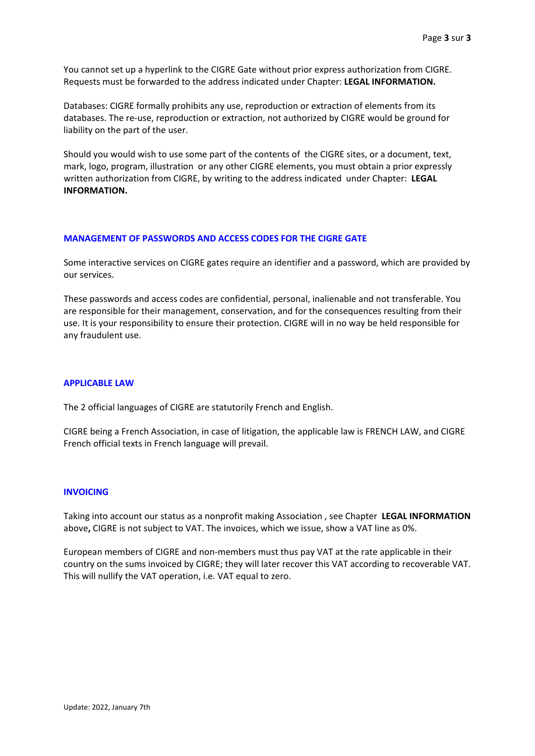You cannot set up a hyperlink to the CIGRE Gate without prior express authorization from CIGRE. Requests must be forwarded to the address indicated under Chapter: **LEGAL INFORMATION.**

Databases: CIGRE formally prohibits any use, reproduction or extraction of elements from its databases. The re-use, reproduction or extraction, not authorized by CIGRE would be ground for liability on the part of the user.

Should you would wish to use some part of the contents of the CIGRE sites, or a document, text, mark, logo, program, illustration or any other CIGRE elements, you must obtain a prior expressly written authorization from CIGRE, by writing to the address indicated under Chapter: **LEGAL INFORMATION.**

## MANAGEMENT OF PASSWORDS AND ACCESS CODES FOR THE CIGRE GATE

Some interactive services on CIGRE gates require an identifier and a password, which are provided by our services.

These passwords and access codes are confidential, personal, inalienable and not transferable. You are responsible for their management, conservation, and for the consequences resulting from their use. It is your responsibility to ensure their protection. CIGRE will in no way be held responsible for any fraudulent use.

## APPLICABLE LAW

The 2 official languages of CIGRE are statutorily French and English.

CIGRE being a French Association, in case of litigation, the applicable law is FRENCH LAW, and CIGRE French official texts in French language will prevail.

## INVOICING

Taking into account our status as a nonprofit making Association , see Chapter **LEGAL INFORMATION** above**,** CIGRE is not subject to VAT. The invoices, which we issue, show a VAT line as 0%.

European members of CIGRE and non-members must thus pay VAT at the rate applicable in their country on the sums invoiced by CIGRE; they will later recover this VAT according to recoverable VAT. This will nullify the VAT operation, i.e. VAT equal to zero.

Update: 2022, January 7th